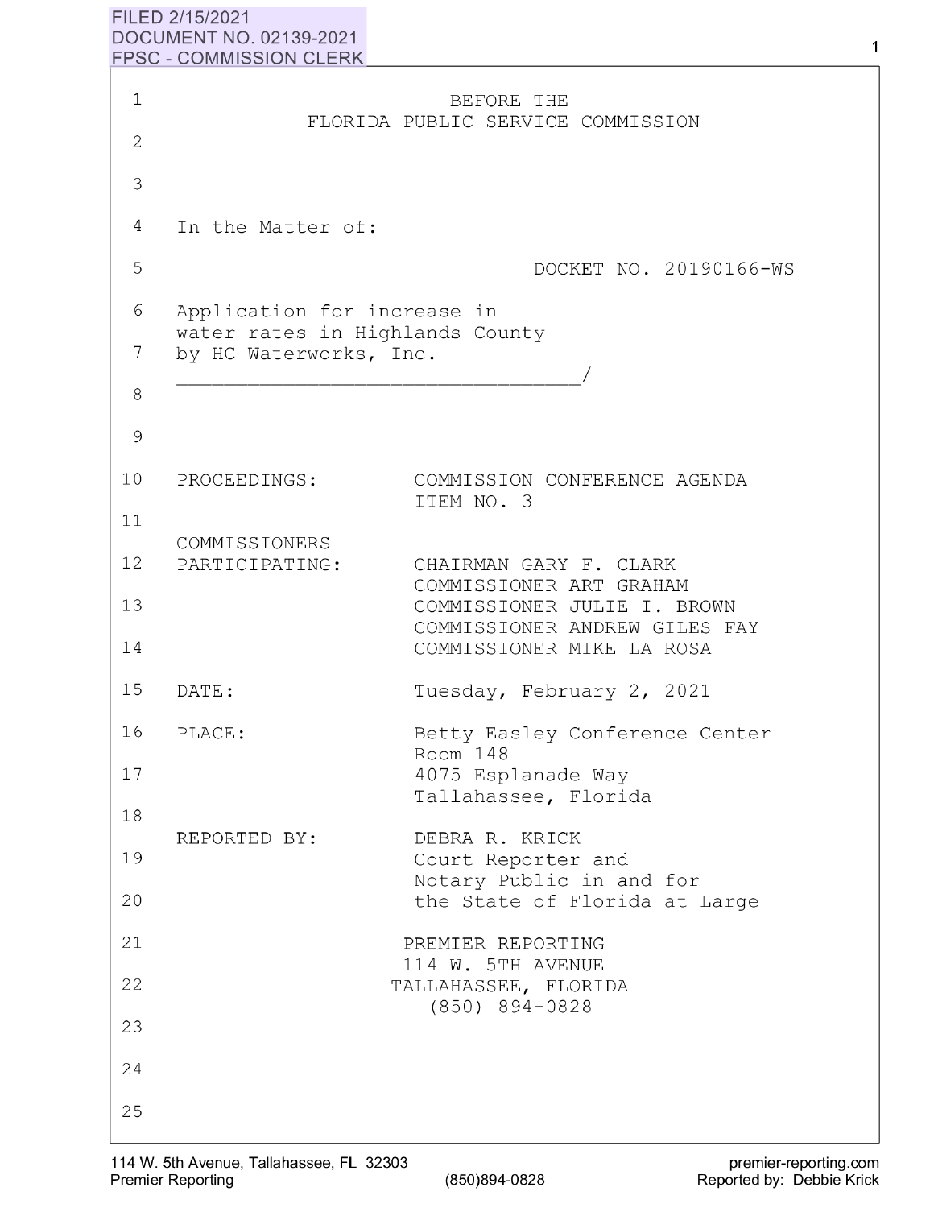FILED 2/15/2021
DOCUMENT NO. 02139-2021
FPSC - COMMISSION CLERK

BEFORE THE
FLORIDA PUBLIC SERVICE COMMISSION

In the Matter of:

DOCKET NO. 20190166-WS

Application for increase in water rates in Highlands County by HC Waterworks, Inc.
_________________________________/

PROCEEDINGS: COMMISSION CONFERENCE AGENDA ITEM NO. 3

COMMISSIONERS PARTICIPATING: CHAIRMAN GARY F. CLARK
COMMISSIONER ART GRAHAM
COMMISSIONER JULIE I. BROWN
COMMISSIONER ANDREW GILES FAY
COMMISSIONER MIKE LA ROSA

DATE: Tuesday, February 2, 2021

PLACE: Betty Easley Conference Center
Room 148
4075 Esplanade Way
Tallahassee, Florida

REPORTED BY: DEBRA R. KRICK
Court Reporter and
Notary Public in and for
the State of Florida at Large

PREMIER REPORTING
114 W. 5TH AVENUE
TALLAHASSEE, FLORIDA
(850) 894-0828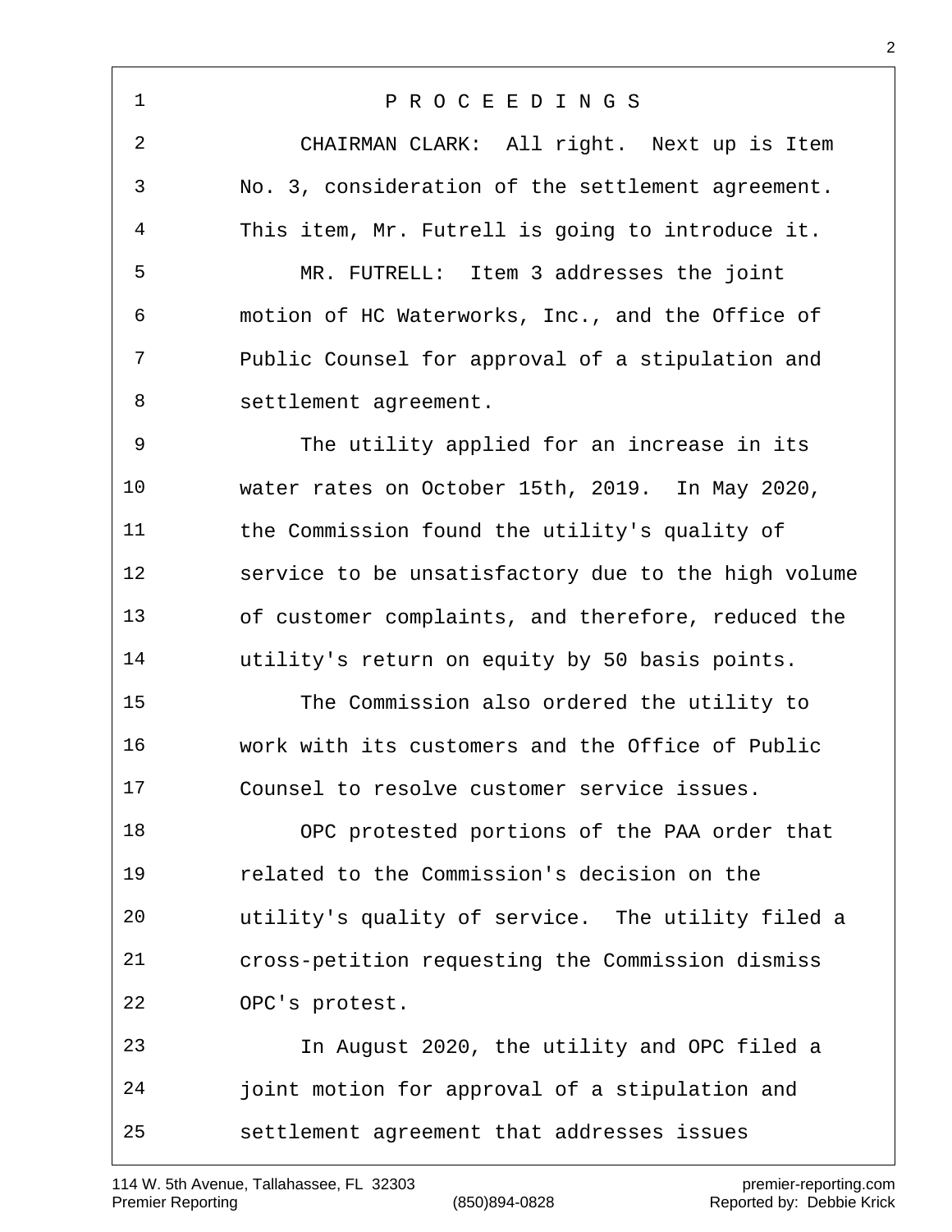P R O C E E D I N G S

CHAIRMAN CLARK: All right. Next up is Item No. 3, consideration of the settlement agreement. This item, Mr. Futrell is going to introduce it.

MR. FUTRELL: Item 3 addresses the joint motion of HC Waterworks, Inc., and the Office of Public Counsel for approval of a stipulation and settlement agreement.

The utility applied for an increase in its water rates on October 15th, 2019. In May 2020, the Commission found the utility's quality of service to be unsatisfactory due to the high volume of customer complaints, and therefore, reduced the utility's return on equity by 50 basis points.

The Commission also ordered the utility to work with its customers and the Office of Public Counsel to resolve customer service issues.

OPC protested portions of the PAA order that related to the Commission's decision on the utility's quality of service. The utility filed a cross-petition requesting the Commission dismiss OPC's protest.

In August 2020, the utility and OPC filed a joint motion for approval of a stipulation and settlement agreement that addresses issues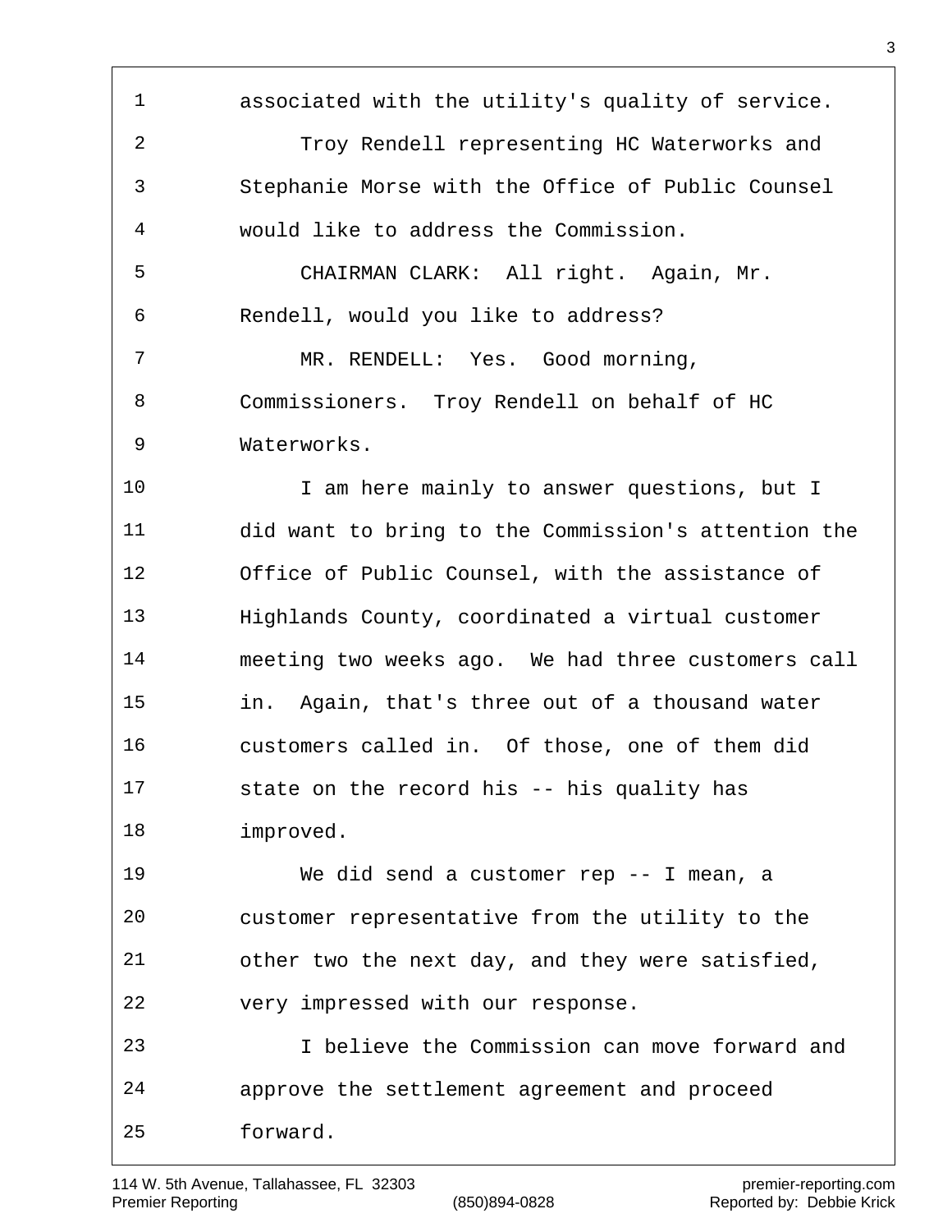associated with the utility's quality of service.

Troy Rendell representing HC Waterworks and Stephanie Morse with the Office of Public Counsel would like to address the Commission.

CHAIRMAN CLARK: All right. Again, Mr. Rendell, would you like to address?

MR. RENDELL: Yes. Good morning, Commissioners. Troy Rendell on behalf of HC Waterworks.

I am here mainly to answer questions, but I did want to bring to the Commission's attention the Office of Public Counsel, with the assistance of Highlands County, coordinated a virtual customer meeting two weeks ago. We had three customers call in. Again, that's three out of a thousand water customers called in. Of those, one of them did state on the record his -- his quality has improved.

We did send a customer rep -- I mean, a customer representative from the utility to the other two the next day, and they were satisfied, very impressed with our response.

I believe the Commission can move forward and approve the settlement agreement and proceed forward.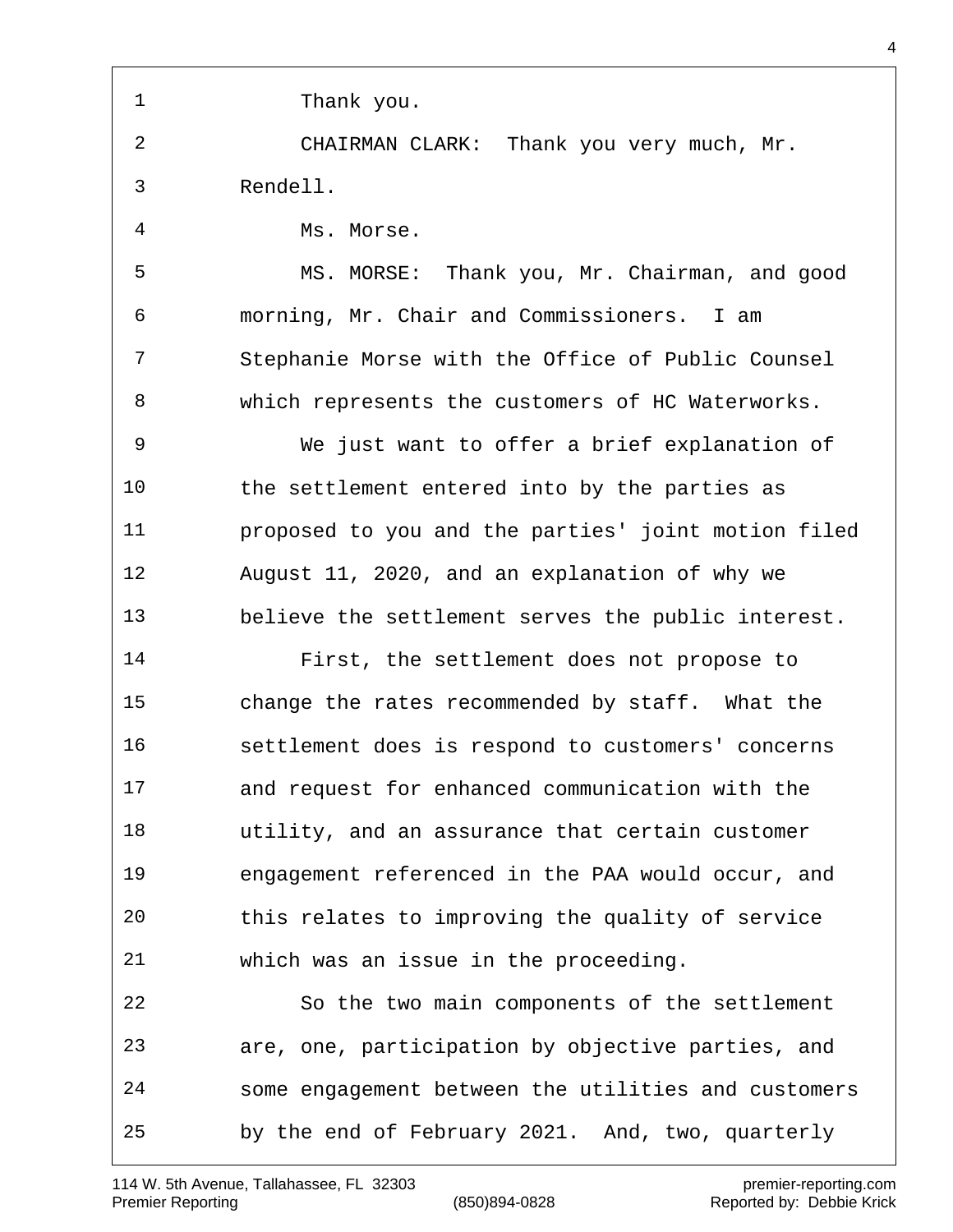Thank you.

CHAIRMAN CLARK: Thank you very much, Mr. Rendell.

Ms. Morse.

MS. MORSE: Thank you, Mr. Chairman, and good morning, Mr. Chair and Commissioners. I am Stephanie Morse with the Office of Public Counsel which represents the customers of HC Waterworks.

We just want to offer a brief explanation of the settlement entered into by the parties as proposed to you and the parties' joint motion filed August 11, 2020, and an explanation of why we believe the settlement serves the public interest.

First, the settlement does not propose to change the rates recommended by staff. What the settlement does is respond to customers' concerns and request for enhanced communication with the utility, and an assurance that certain customer engagement referenced in the PAA would occur, and this relates to improving the quality of service which was an issue in the proceeding.

So the two main components of the settlement are, one, participation by objective parties, and some engagement between the utilities and customers by the end of February 2021. And, two, quarterly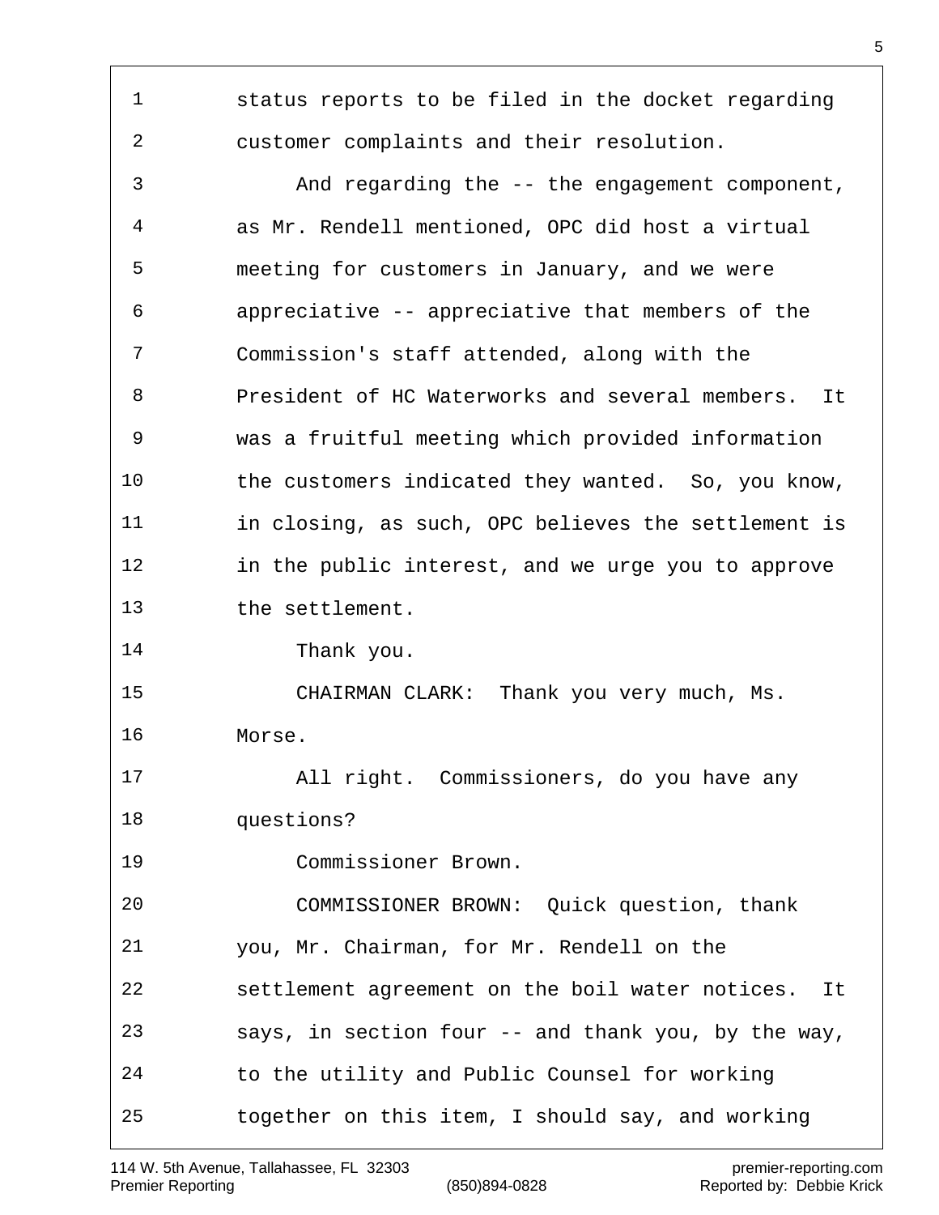1 status reports to be filed in the docket regarding
2 customer complaints and their resolution.
3 And regarding the -- the engagement component,
4 as Mr. Rendell mentioned, OPC did host a virtual
5 meeting for customers in January, and we were
6 appreciative -- appreciative that members of the
7 Commission's staff attended, along with the
8 President of HC Waterworks and several members. It
9 was a fruitful meeting which provided information
10 the customers indicated they wanted. So, you know,
11 in closing, as such, OPC believes the settlement is
12 in the public interest, and we urge you to approve
13 the settlement.
14 Thank you.
15 CHAIRMAN CLARK: Thank you very much, Ms.
16 Morse.
17 All right. Commissioners, do you have any
18 questions?
19 Commissioner Brown.
20 COMMISSIONER BROWN: Quick question, thank
21 you, Mr. Chairman, for Mr. Rendell on the
22 settlement agreement on the boil water notices. It
23 says, in section four -- and thank you, by the way,
24 to the utility and Public Counsel for working
25 together on this item, I should say, and working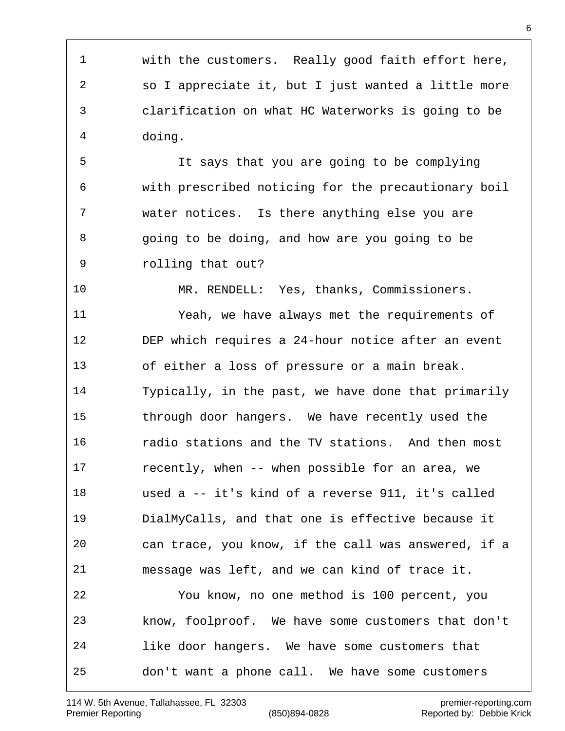with the customers. Really good faith effort here, so I appreciate it, but I just wanted a little more clarification on what HC Waterworks is going to be doing.

It says that you are going to be complying with prescribed noticing for the precautionary boil water notices. Is there anything else you are going to be doing, and how are you going to be rolling that out?

MR. RENDELL: Yes, thanks, Commissioners.

Yeah, we have always met the requirements of DEP which requires a 24-hour notice after an event of either a loss of pressure or a main break. Typically, in the past, we have done that primarily through door hangers. We have recently used the radio stations and the TV stations. And then most recently, when -- when possible for an area, we used a -- it's kind of a reverse 911, it's called DialMyCalls, and that one is effective because it can trace, you know, if the call was answered, if a message was left, and we can kind of trace it.

You know, no one method is 100 percent, you know, foolproof. We have some customers that don't like door hangers. We have some customers that don't want a phone call. We have some customers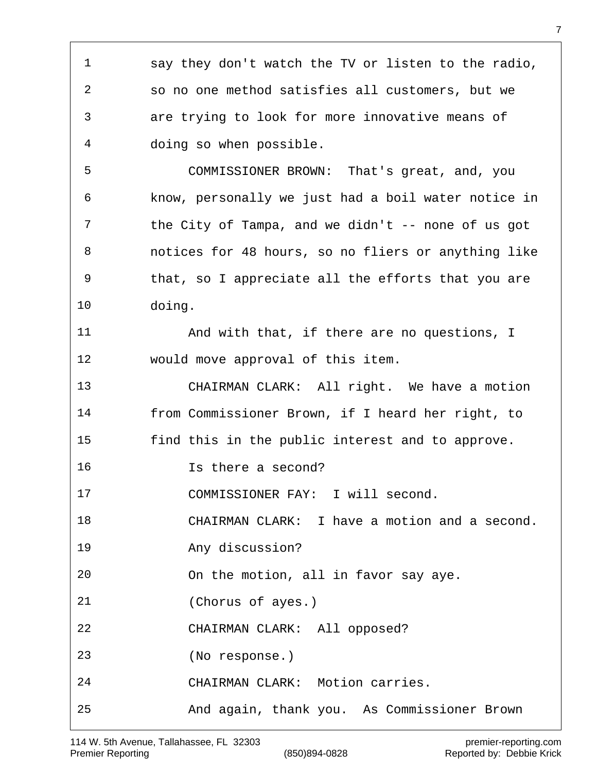say they don't watch the TV or listen to the radio, so no one method satisfies all customers, but we are trying to look for more innovative means of doing so when possible.

COMMISSIONER BROWN: That's great, and, you know, personally we just had a boil water notice in the City of Tampa, and we didn't -- none of us got notices for 48 hours, so no fliers or anything like that, so I appreciate all the efforts that you are doing.

And with that, if there are no questions, I would move approval of this item.

CHAIRMAN CLARK: All right. We have a motion from Commissioner Brown, if I heard her right, to find this in the public interest and to approve.

Is there a second?

COMMISSIONER FAY: I will second.

CHAIRMAN CLARK: I have a motion and a second.

Any discussion?

On the motion, all in favor say aye.

(Chorus of ayes.)

CHAIRMAN CLARK: All opposed?

(No response.)

CHAIRMAN CLARK: Motion carries.

And again, thank you. As Commissioner Brown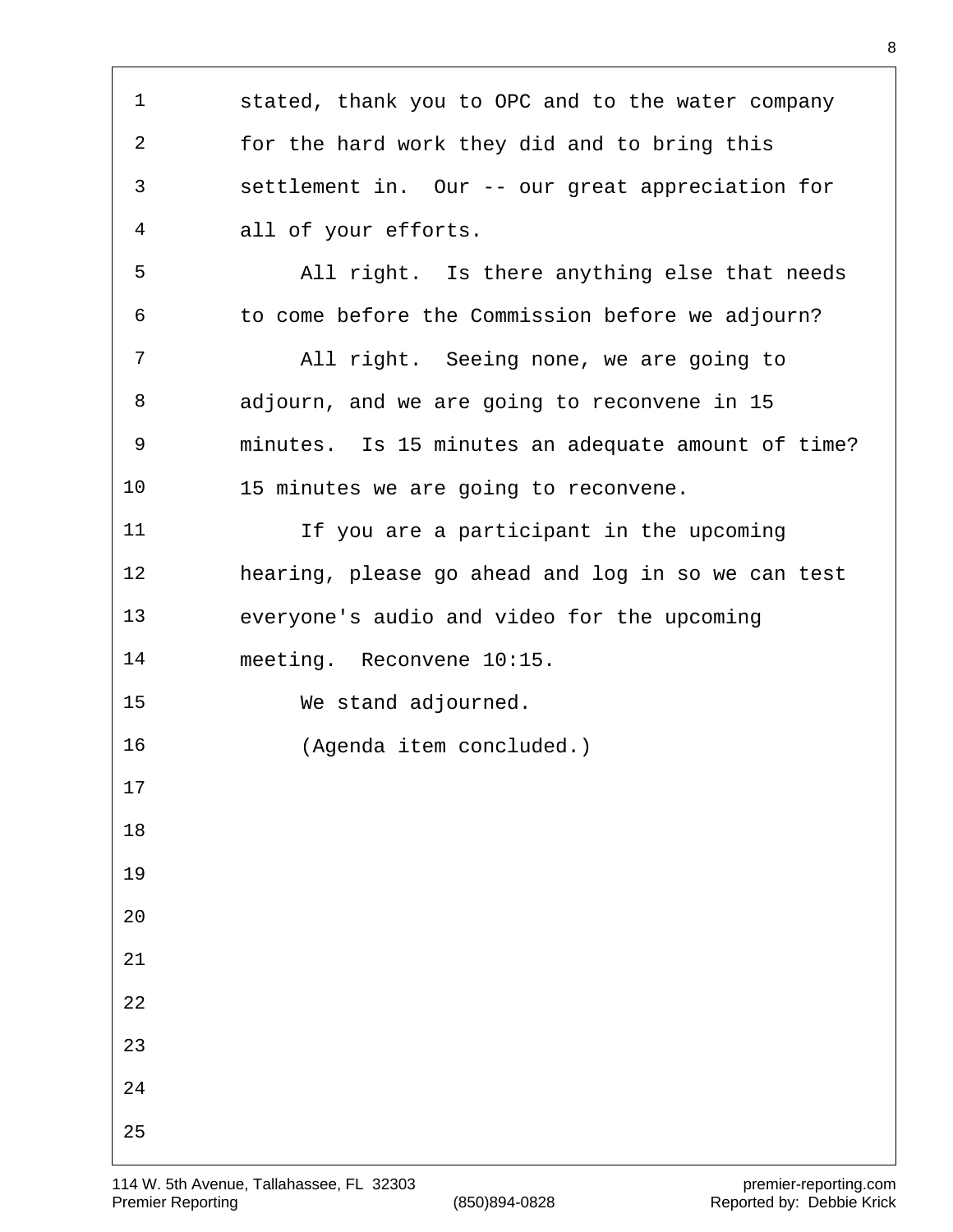stated, thank you to OPC and to the water company for the hard work they did and to bring this settlement in. Our -- our great appreciation for all of your efforts.

All right. Is there anything else that needs to come before the Commission before we adjourn?

All right. Seeing none, we are going to adjourn, and we are going to reconvene in 15 minutes. Is 15 minutes an adequate amount of time? 15 minutes we are going to reconvene.

If you are a participant in the upcoming hearing, please go ahead and log in so we can test everyone's audio and video for the upcoming meeting. Reconvene 10:15.

We stand adjourned.

(Agenda item concluded.)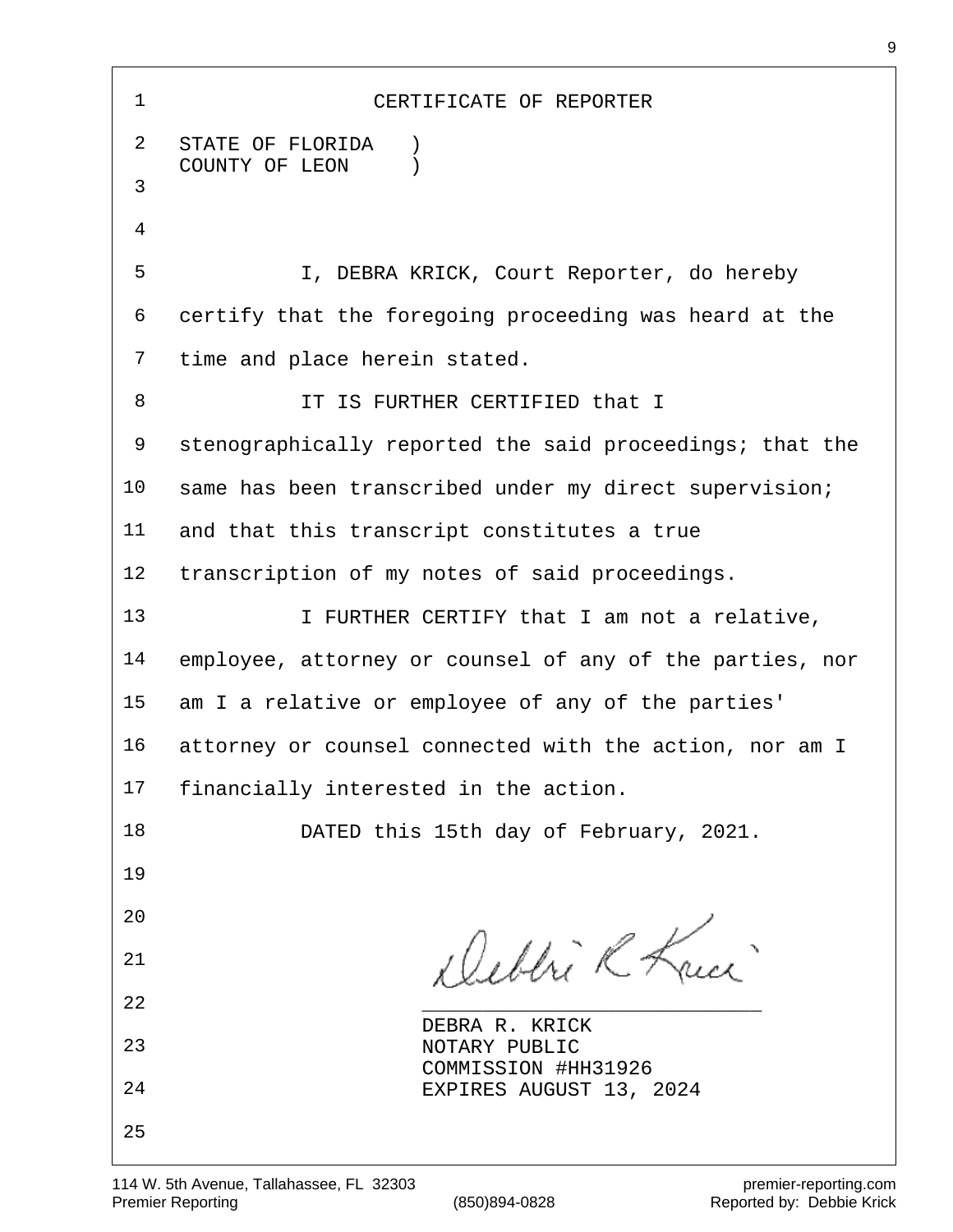# CERTIFICATE OF REPORTER

STATE OF FLORIDA )
COUNTY OF LEON )

I, DEBRA KRICK, Court Reporter, do hereby certify that the foregoing proceeding was heard at the time and place herein stated.

IT IS FURTHER CERTIFIED that I stenographically reported the said proceedings; that the same has been transcribed under my direct supervision; and that this transcript constitutes a true transcription of my notes of said proceedings.

I FURTHER CERTIFY that I am not a relative, employee, attorney or counsel of any of the parties, nor am I a relative or employee of any of the parties' attorney or counsel connected with the action, nor am I financially interested in the action.

DATED this 15th day of February, 2021.

Debbie R Krick

DEBRA R. KRICK
NOTARY PUBLIC
COMMISSION #HH31926
EXPIRES AUGUST 13, 2024